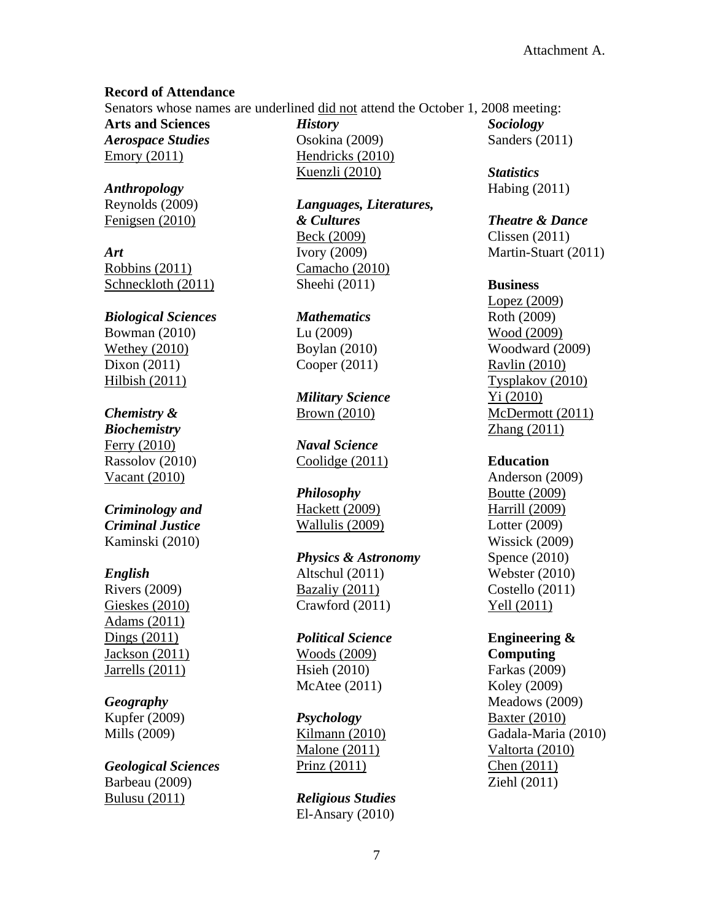Attachment A.

**Record of Attendance**

Senators whose names are underlined <u>did not</u> attend the October 1, 2008 meeting:

**Arts and Sciences**

***Aerospace Studies***
<u>Emory (2011)</u>

***Anthropology***
Reynolds (2009)
<u>Fenigsen (2010)</u>

***Art***
<u>Robbins (2011)</u>
<u>Schneckloth (2011)</u>

***Biological Sciences***
Bowman (2010)
<u>Wethey (2010)</u>
Dixon (2011)
<u>Hilbish (2011)</u>

***Chemistry & Biochemistry***
<u>Ferry (2010)</u>
Rassolov (2010)
<u>Vacant (2010)</u>

***Criminology and Criminal Justice***
Kaminski (2010)

***English***
Rivers (2009)
<u>Gieskes (2010)</u>
<u>Adams (2011)</u>
<u>Dings (2011)</u>
<u>Jackson (2011)</u>
<u>Jarrells (2011)</u>

***Geography***
Kupfer (2009)
Mills (2009)

***Geological Sciences***
Barbeau (2009)
<u>Bulusu (2011)</u>

***History***
Osokina (2009)
<u>Hendricks (2010)</u>
<u>Kuenzli (2010)</u>

***Languages, Literatures, & Cultures***
<u>Beck (2009)</u>
Ivory (2009)
<u>Camacho (2010)</u>
Sheehi (2011)

***Mathematics***
Lu (2009)
Boylan (2010)
Cooper (2011)

***Military Science***
<u>Brown (2010)</u>

***Naval Science***
<u>Coolidge (2011)</u>

***Philosophy***
<u>Hackett (2009)</u>
<u>Wallulis (2009)</u>

***Physics & Astronomy***
Altschul (2011)
<u>Bazaliy (2011)</u>
Crawford (2011)

***Political Science***
<u>Woods (2009)</u>
Hsieh (2010)
McAtee (2011)

***Psychology***
<u>Kilmann (2010)</u>
<u>Malone (2011)</u>
<u>Prinz (2011)</u>

***Religious Studies***
El-Ansary (2010)

***Sociology***
Sanders (2011)

***Statistics***
Habing (2011)

***Theatre & Dance***
Clissen (2011)
Martin-Stuart (2011)

**Business**
<u>Lopez (2009)</u>
Roth (2009)
<u>Wood (2009)</u>
Woodward (2009)
<u>Ravlin (2010)</u>
<u>Tysplakov (2010)</u>
<u>Yi (2010)</u>
<u>McDermott (2011)</u>
<u>Zhang (2011)</u>

**Education**
Anderson (2009)
<u>Boutte (2009)</u>
<u>Harrill (2009)</u>
Lotter (2009)
Wissick (2009)
Spence (2010)
Webster (2010)
Costello (2011)
<u>Yell (2011)</u>

**Engineering & Computing**
Farkas (2009)
Koley (2009)
Meadows (2009)
<u>Baxter (2010)</u>
Gadala-Maria (2010)
<u>Valtorta (2010)</u>
<u>Chen (2011)</u>
Ziehl (2011)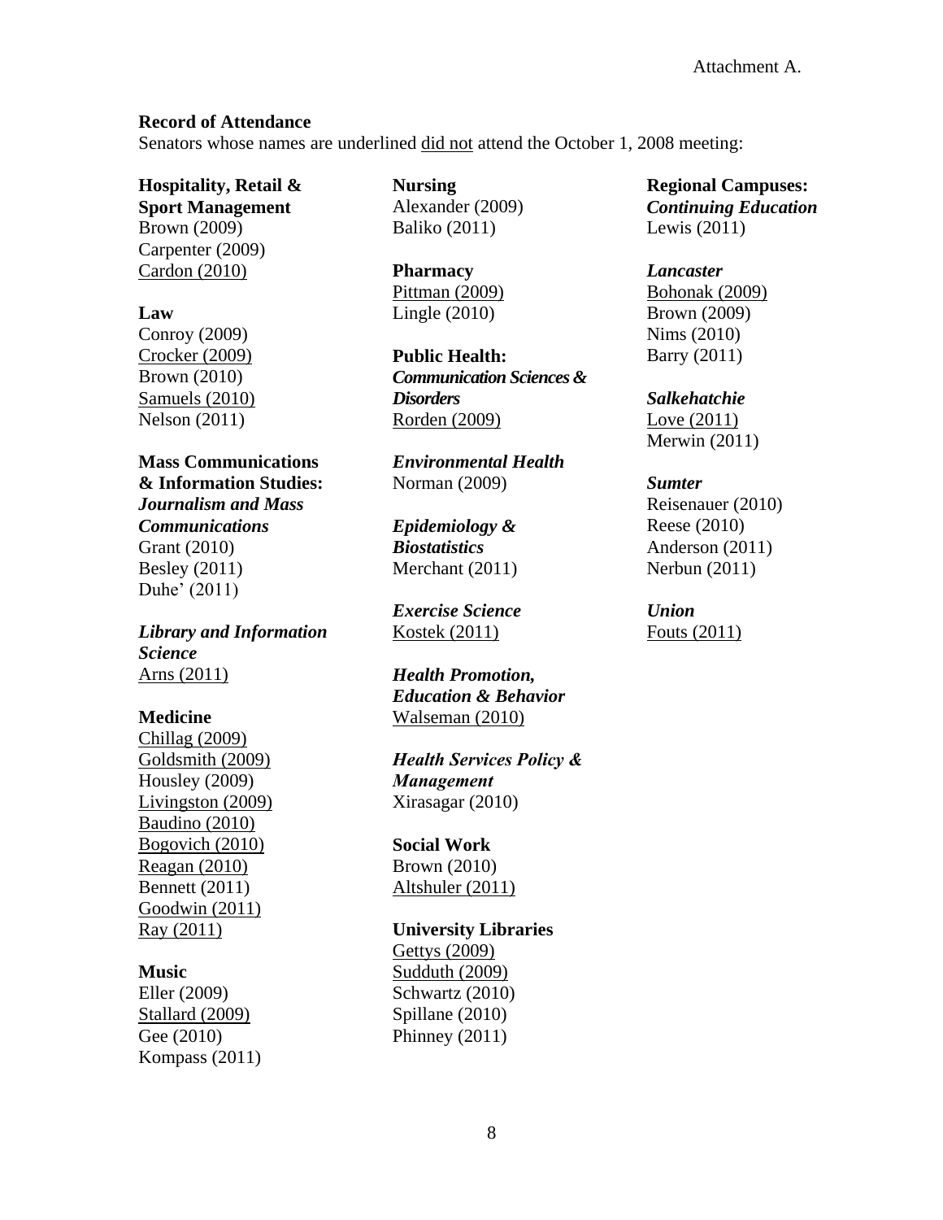Attachment A.

**Record of Attendance**

Senators whose names are underlined <u>did not</u> attend the October 1, 2008 meeting:

**Hospitality, Retail & Sport Management**
Brown (2009)
Carpenter (2009)
<u>Cardon (2010)</u>

**Law**
Conroy (2009)
<u>Crocker (2009)</u>
Brown (2010)
<u>Samuels (2010)</u>
Nelson (2011)

**Mass Communications & Information Studies:**
***Journalism and Mass Communications***
Grant (2010)
Besley (2011)
Duhe' (2011)

***Library and Information Science***
<u>Arns (2011)</u>

**Medicine**
<u>Chillag (2009)</u>
<u>Goldsmith (2009)</u>
Housley (2009)
<u>Livingston (2009)</u>
<u>Baudino (2010)</u>
<u>Bogovich (2010)</u>
<u>Reagan (2010)</u>
Bennett (2011)
<u>Goodwin (2011)</u>
<u>Ray (2011)</u>

**Music**
Eller (2009)
<u>Stallard (2009)</u>
Gee (2010)
Kompass (2011)

**Nursing**
Alexander (2009)
Baliko (2011)

**Pharmacy**
<u>Pittman (2009)</u>
Lingle (2010)

**Public Health:**
***Communication Sciences & Disorders***
<u>Rorden (2009)</u>

***Environmental Health***
Norman (2009)

***Epidemiology & Biostatistics***
Merchant (2011)

***Exercise Science***
<u>Kostek (2011)</u>

***Health Promotion, Education & Behavior***
<u>Walseman (2010)</u>

***Health Services Policy & Management***
Xirasagar (2010)

**Social Work**
Brown (2010)
<u>Altshuler (2011)</u>

**University Libraries**
<u>Gettys (2009)</u>
<u>Sudduth (2009)</u>
Schwartz (2010)
Spillane (2010)
Phinney (2011)

**Regional Campuses:**
***Continuing Education***
Lewis (2011)

***Lancaster***
<u>Bohonak (2009)</u>
Brown (2009)
Nims (2010)
Barry (2011)

***Salkehatchie***
<u>Love (2011)</u>
Merwin (2011)

***Sumter***
Reisenauer (2010)
Reese (2010)
Anderson (2011)
Nerbun (2011)

***Union***
<u>Fouts (2011)</u>